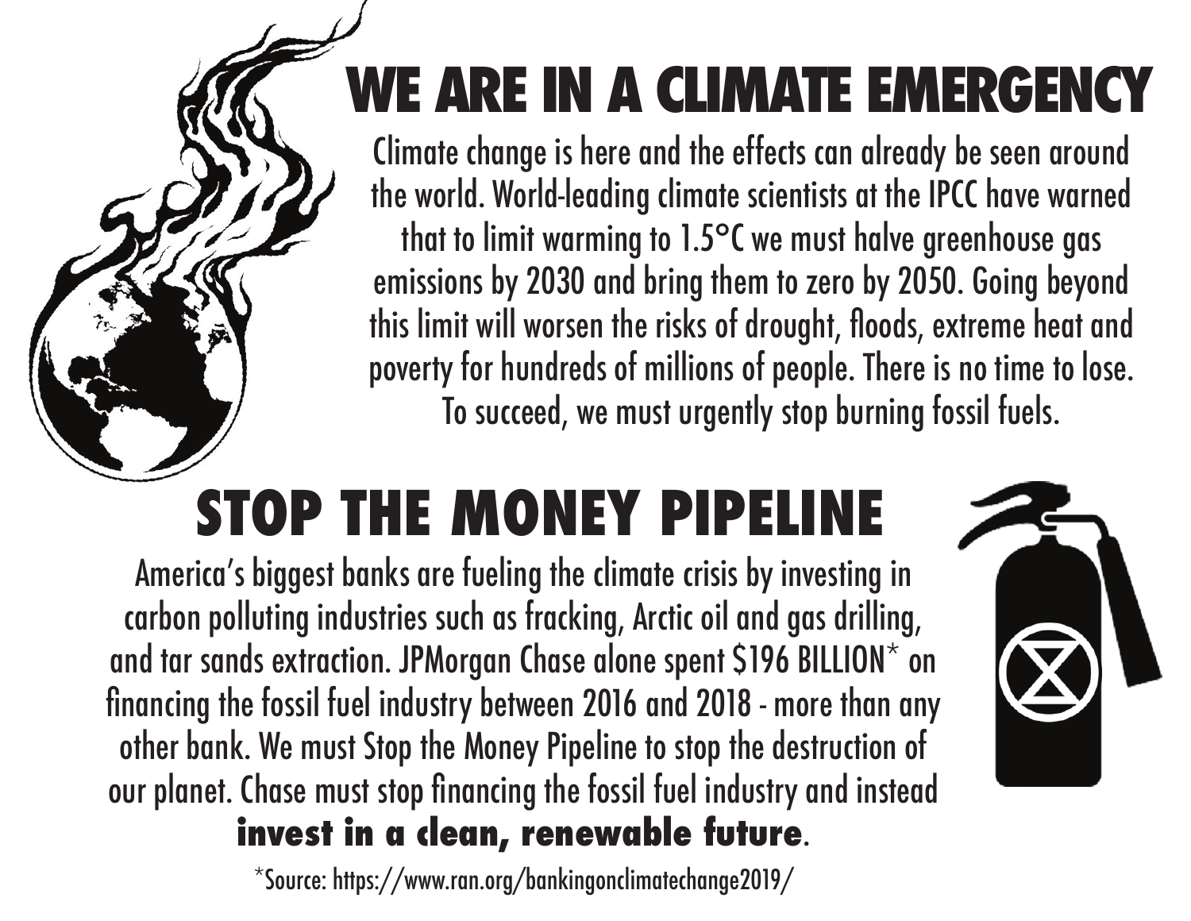# WE ARE IN A CLIMATE EMERGENCY

Climate change is here and the effects can already be seen around the world. World-leading climate scientists at the IPCC have warned that to limit warming to 1.5°C we must halve greenhouse gas emissions by 2030 and bring them to zero by 2050. Going beyond this limit will worsen the risks of drought, floods, extreme heat and poverty for hundreds of millions of people. There is no time to lose. To succeed, we must urgently stop burning fossil fuels.

# STOP THE MONEY PIPELINE

America's biggest banks are fueling the climate crisis by investing in carbon polluting industries such as fracking, Arctic oil and gas drilling, and tar sands extraction. JPMorgan Chase alone spent $196 BILLION* on financing the fossil fuel industry between 2016 and 2018 - more than any other bank. We must Stop the Money Pipeline to stop the destruction of our planet. Chase must stop financing the fossil fuel industry and instead **invest in a clean, renewable future**.

*Source: https://www.ran.org/bankingonclimatechange2019/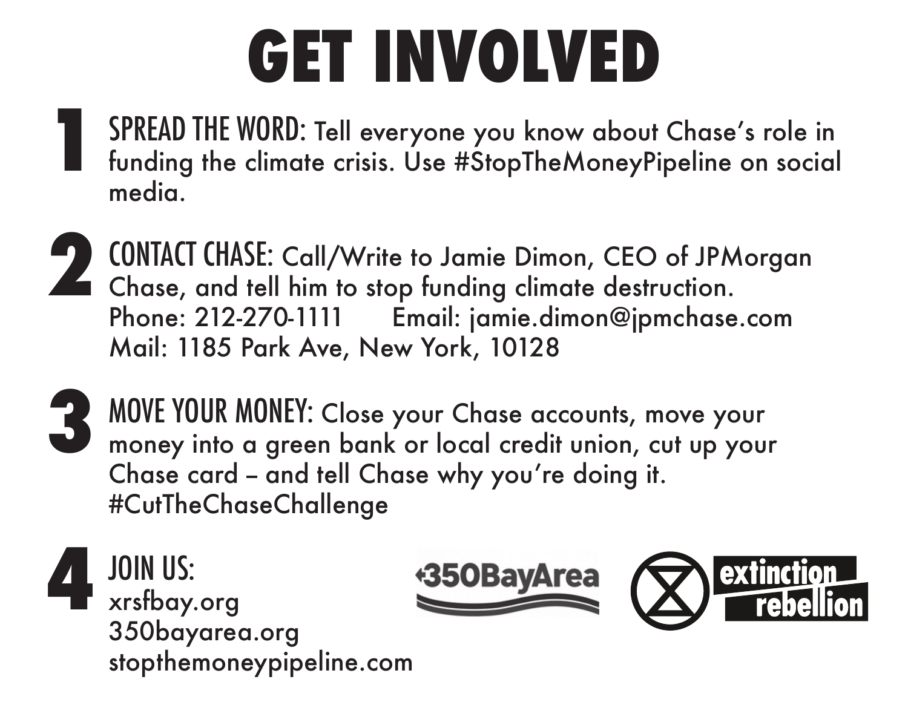# GET INVOLVED

**1** SPREAD THE WORD: Tell everyone you know about Chase's role in funding the climate crisis. Use #StopTheMoneyPipeline on social media.

**2** CONTACT CHASE: Call/Write to Jamie Dimon, CEO of JPMorgan Chase, and tell him to stop funding climate destruction.
Phone: 212-270-1111 Email: jamie.dimon@jpmchase.com
Mail: 1185 Park Ave, New York, 10128

**3** MOVE YOUR MONEY: Close your Chase accounts, move your money into a green bank or local credit union, cut up your Chase card – and tell Chase why you're doing it.
#CutTheChaseChallenge

**4** JOIN US:
xrsfbay.org
350bayarea.org
stopthemoneypipeline.com

350BayArea

extinction rebellion